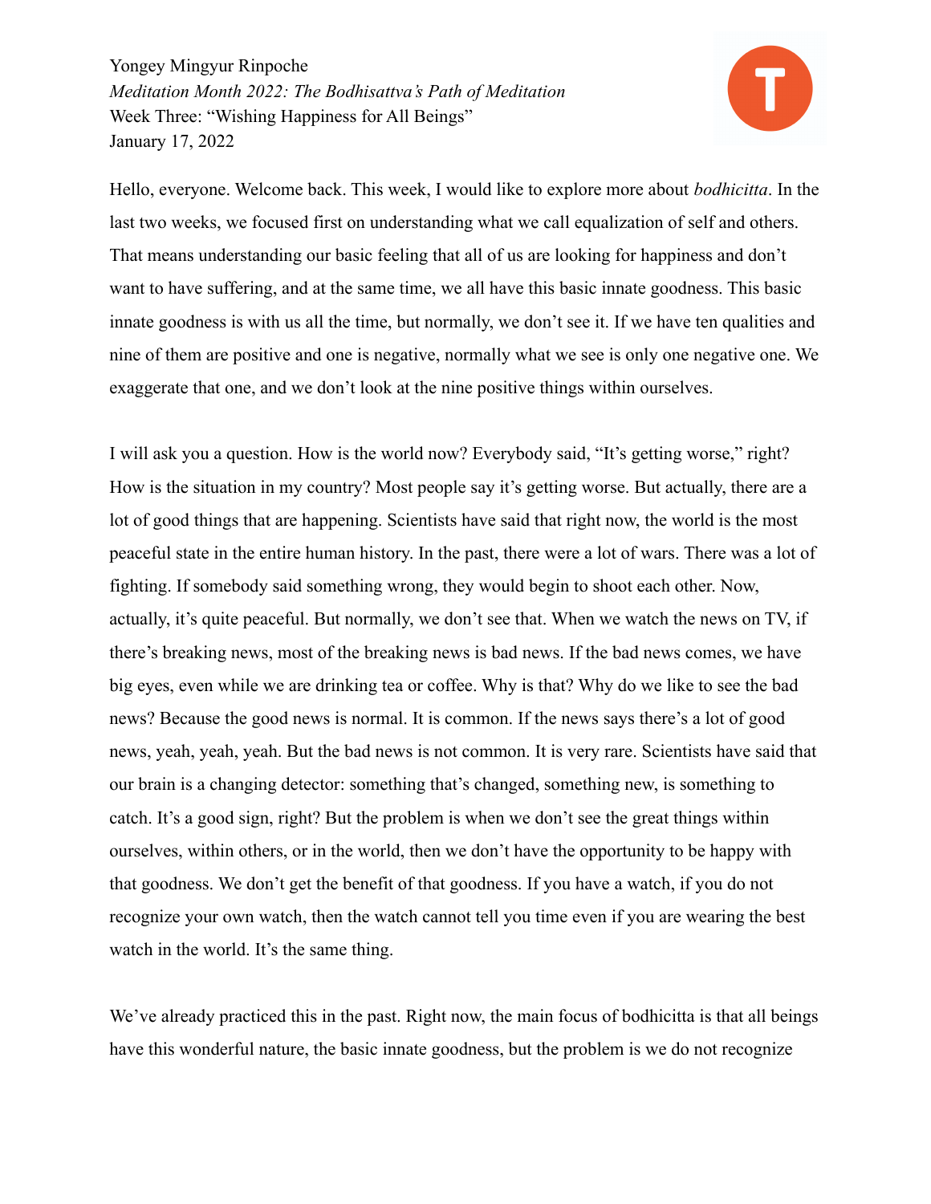Yongey Mingyur Rinpoche
*Meditation Month 2022: The Bodhisattva's Path of Meditation*
Week Three: "Wishing Happiness for All Beings"
January 17, 2022

Hello, everyone. Welcome back. This week, I would like to explore more about *bodhicitta*. In the last two weeks, we focused first on understanding what we call equalization of self and others. That means understanding our basic feeling that all of us are looking for happiness and don't want to have suffering, and at the same time, we all have this basic innate goodness. This basic innate goodness is with us all the time, but normally, we don't see it. If we have ten qualities and nine of them are positive and one is negative, normally what we see is only one negative one. We exaggerate that one, and we don't look at the nine positive things within ourselves.

I will ask you a question. How is the world now? Everybody said, "It's getting worse," right? How is the situation in my country? Most people say it's getting worse. But actually, there are a lot of good things that are happening. Scientists have said that right now, the world is the most peaceful state in the entire human history. In the past, there were a lot of wars. There was a lot of fighting. If somebody said something wrong, they would begin to shoot each other. Now, actually, it's quite peaceful. But normally, we don't see that. When we watch the news on TV, if there's breaking news, most of the breaking news is bad news. If the bad news comes, we have big eyes, even while we are drinking tea or coffee. Why is that? Why do we like to see the bad news? Because the good news is normal. It is common. If the news says there's a lot of good news, yeah, yeah, yeah. But the bad news is not common. It is very rare. Scientists have said that our brain is a changing detector: something that's changed, something new, is something to catch. It's a good sign, right? But the problem is when we don't see the great things within ourselves, within others, or in the world, then we don't have the opportunity to be happy with that goodness. We don't get the benefit of that goodness. If you have a watch, if you do not recognize your own watch, then the watch cannot tell you time even if you are wearing the best watch in the world. It's the same thing.

We've already practiced this in the past. Right now, the main focus of bodhicitta is that all beings have this wonderful nature, the basic innate goodness, but the problem is we do not recognize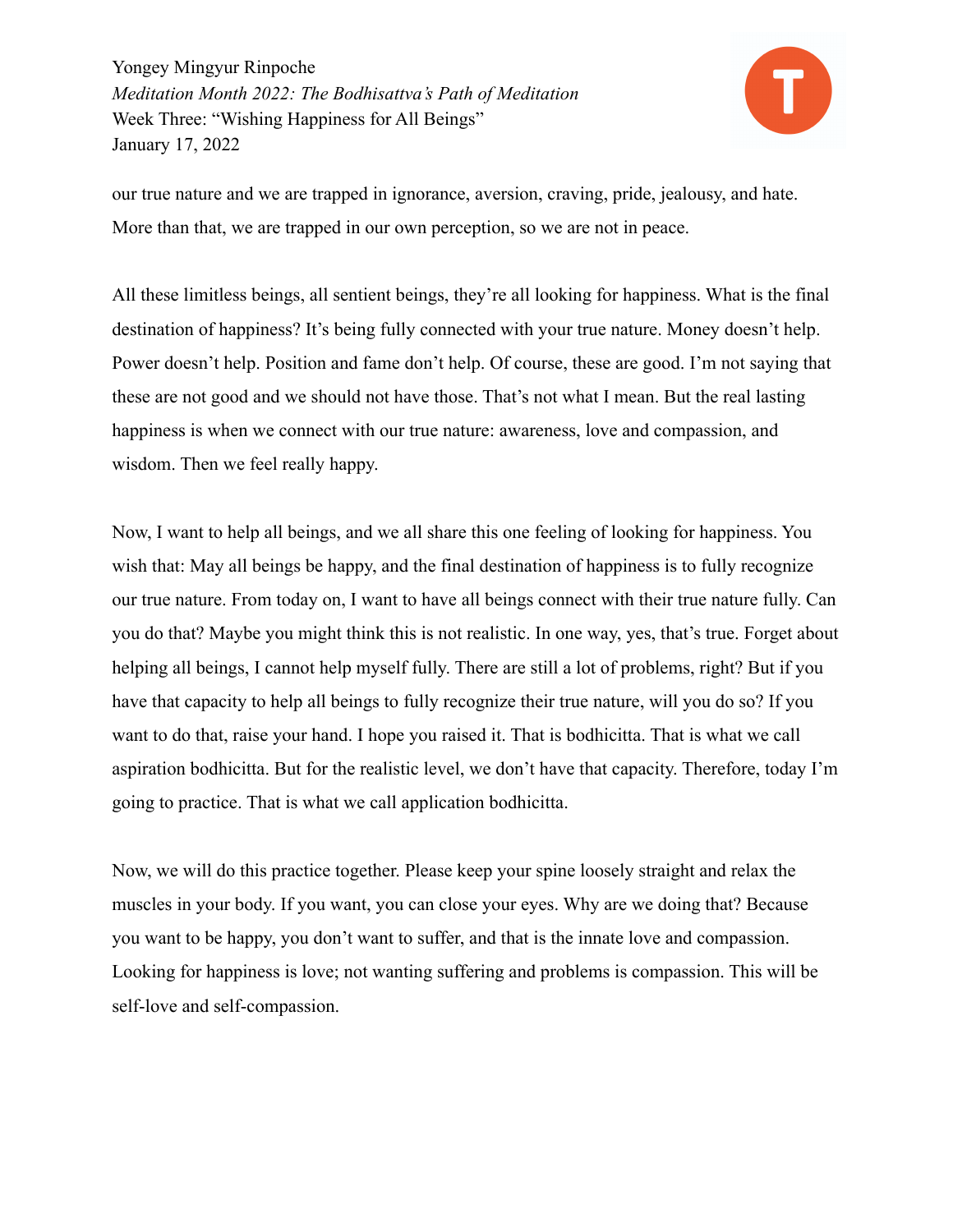our true nature and we are trapped in ignorance, aversion, craving, pride, jealousy, and hate. More than that, we are trapped in our own perception, so we are not in peace.

All these limitless beings, all sentient beings, they're all looking for happiness. What is the final destination of happiness? It's being fully connected with your true nature. Money doesn't help. Power doesn't help. Position and fame don't help. Of course, these are good. I'm not saying that these are not good and we should not have those. That's not what I mean. But the real lasting happiness is when we connect with our true nature: awareness, love and compassion, and wisdom. Then we feel really happy.

Now, I want to help all beings, and we all share this one feeling of looking for happiness. You wish that: May all beings be happy, and the final destination of happiness is to fully recognize our true nature. From today on, I want to have all beings connect with their true nature fully. Can you do that? Maybe you might think this is not realistic. In one way, yes, that's true. Forget about helping all beings, I cannot help myself fully. There are still a lot of problems, right? But if you have that capacity to help all beings to fully recognize their true nature, will you do so? If you want to do that, raise your hand. I hope you raised it. That is bodhicitta. That is what we call aspiration bodhicitta. But for the realistic level, we don't have that capacity. Therefore, today I'm going to practice. That is what we call application bodhicitta.

Now, we will do this practice together. Please keep your spine loosely straight and relax the muscles in your body. If you want, you can close your eyes. Why are we doing that? Because you want to be happy, you don't want to suffer, and that is the innate love and compassion. Looking for happiness is love; not wanting suffering and problems is compassion. This will be self-love and self-compassion.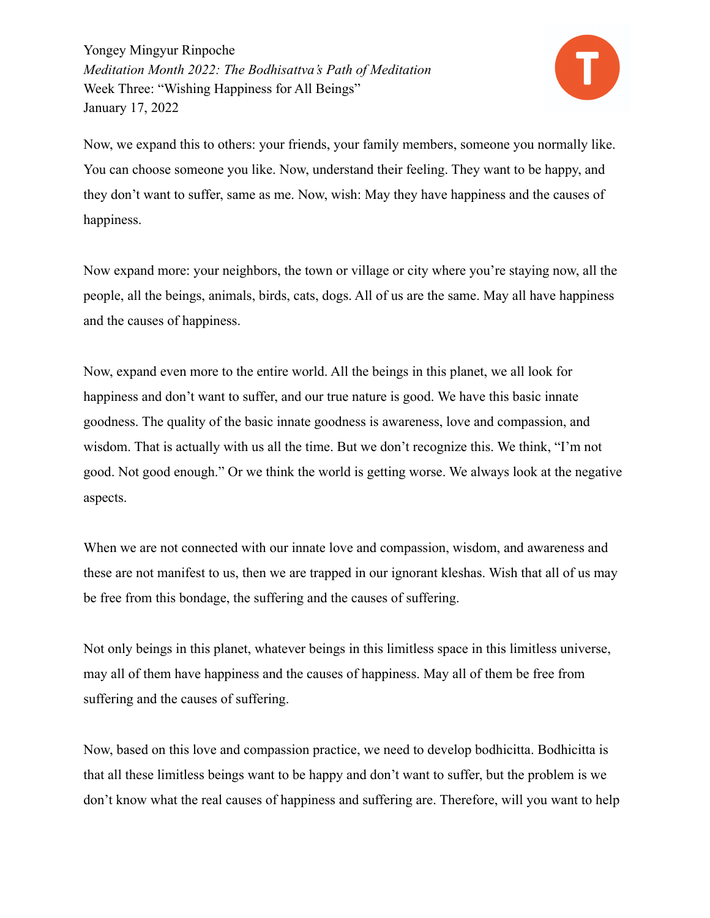Now, we expand this to others: your friends, your family members, someone you normally like. You can choose someone you like. Now, understand their feeling. They want to be happy, and they don't want to suffer, same as me. Now, wish: May they have happiness and the causes of happiness.

Now expand more: your neighbors, the town or village or city where you're staying now, all the people, all the beings, animals, birds, cats, dogs. All of us are the same. May all have happiness and the causes of happiness.

Now, expand even more to the entire world. All the beings in this planet, we all look for happiness and don't want to suffer, and our true nature is good. We have this basic innate goodness. The quality of the basic innate goodness is awareness, love and compassion, and wisdom. That is actually with us all the time. But we don't recognize this. We think, "I'm not good. Not good enough." Or we think the world is getting worse. We always look at the negative aspects.

When we are not connected with our innate love and compassion, wisdom, and awareness and these are not manifest to us, then we are trapped in our ignorant kleshas. Wish that all of us may be free from this bondage, the suffering and the causes of suffering.

Not only beings in this planet, whatever beings in this limitless space in this limitless universe, may all of them have happiness and the causes of happiness. May all of them be free from suffering and the causes of suffering.

Now, based on this love and compassion practice, we need to develop bodhicitta. Bodhicitta is that all these limitless beings want to be happy and don't want to suffer, but the problem is we don't know what the real causes of happiness and suffering are. Therefore, will you want to help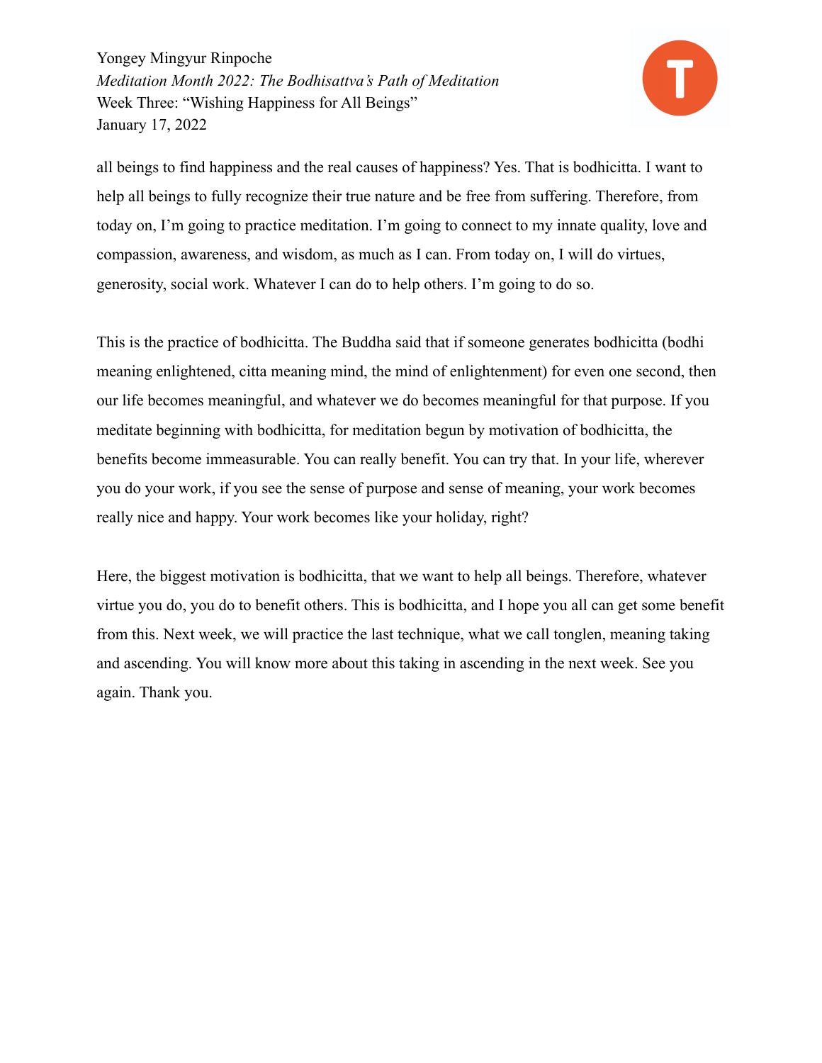all beings to find happiness and the real causes of happiness? Yes. That is bodhicitta. I want to help all beings to fully recognize their true nature and be free from suffering. Therefore, from today on, I'm going to practice meditation. I'm going to connect to my innate quality, love and compassion, awareness, and wisdom, as much as I can. From today on, I will do virtues, generosity, social work. Whatever I can do to help others. I'm going to do so.

This is the practice of bodhicitta. The Buddha said that if someone generates bodhicitta (bodhi meaning enlightened, citta meaning mind, the mind of enlightenment) for even one second, then our life becomes meaningful, and whatever we do becomes meaningful for that purpose. If you meditate beginning with bodhicitta, for meditation begun by motivation of bodhicitta, the benefits become immeasurable. You can really benefit. You can try that. In your life, wherever you do your work, if you see the sense of purpose and sense of meaning, your work becomes really nice and happy. Your work becomes like your holiday, right?

Here, the biggest motivation is bodhicitta, that we want to help all beings. Therefore, whatever virtue you do, you do to benefit others. This is bodhicitta, and I hope you all can get some benefit from this. Next week, we will practice the last technique, what we call tonglen, meaning taking and ascending. You will know more about this taking in ascending in the next week. See you again. Thank you.